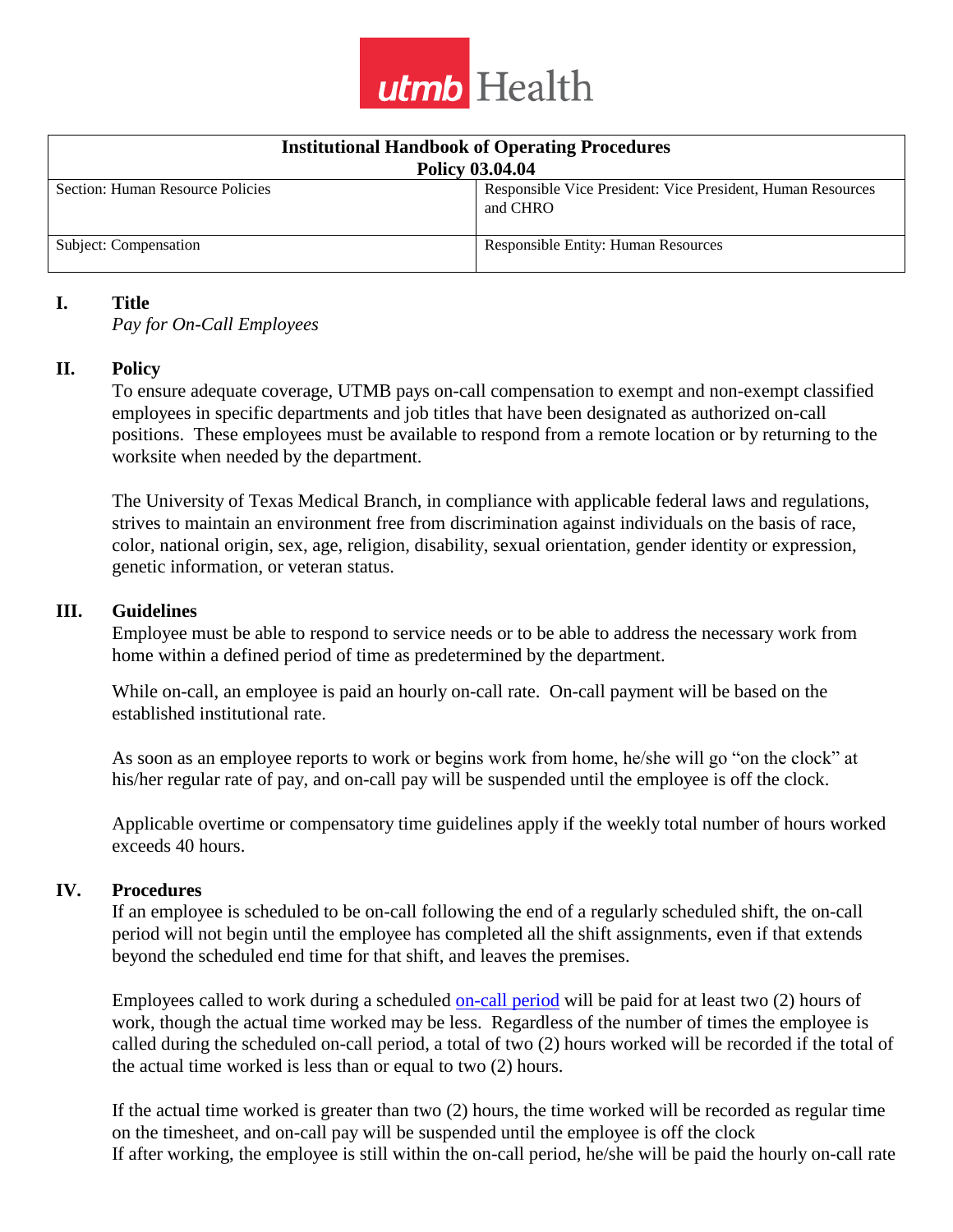utmb Health

| Institutional Handbook of Operating Procedures<br>Policy 03.04.04 | |
|---|---|
| Section: Human Resource Policies | Responsible Vice President: Vice President, Human Resources and CHRO |
| Subject: Compensation | Responsible Entity: Human Resources |

## I. Title

*Pay for On-Call Employees*

## II. Policy

To ensure adequate coverage, UTMB pays on-call compensation to exempt and non-exempt classified employees in specific departments and job titles that have been designated as authorized on-call positions. These employees must be available to respond from a remote location or by returning to the worksite when needed by the department.

The University of Texas Medical Branch, in compliance with applicable federal laws and regulations, strives to maintain an environment free from discrimination against individuals on the basis of race, color, national origin, sex, age, religion, disability, sexual orientation, gender identity or expression, genetic information, or veteran status.

## III. Guidelines

Employee must be able to respond to service needs or to be able to address the necessary work from home within a defined period of time as predetermined by the department.

While on-call, an employee is paid an hourly on-call rate. On-call payment will be based on the established institutional rate.

As soon as an employee reports to work or begins work from home, he/she will go "on the clock" at his/her regular rate of pay, and on-call pay will be suspended until the employee is off the clock.

Applicable overtime or compensatory time guidelines apply if the weekly total number of hours worked exceeds 40 hours.

## IV. Procedures

If an employee is scheduled to be on-call following the end of a regularly scheduled shift, the on-call period will not begin until the employee has completed all the shift assignments, even if that extends beyond the scheduled end time for that shift, and leaves the premises.

Employees called to work during a scheduled on-call period will be paid for at least two (2) hours of work, though the actual time worked may be less. Regardless of the number of times the employee is called during the scheduled on-call period, a total of two (2) hours worked will be recorded if the total of the actual time worked is less than or equal to two (2) hours.

If the actual time worked is greater than two (2) hours, the time worked will be recorded as regular time on the timesheet, and on-call pay will be suspended until the employee is off the clock

If after working, the employee is still within the on-call period, he/she will be paid the hourly on-call rate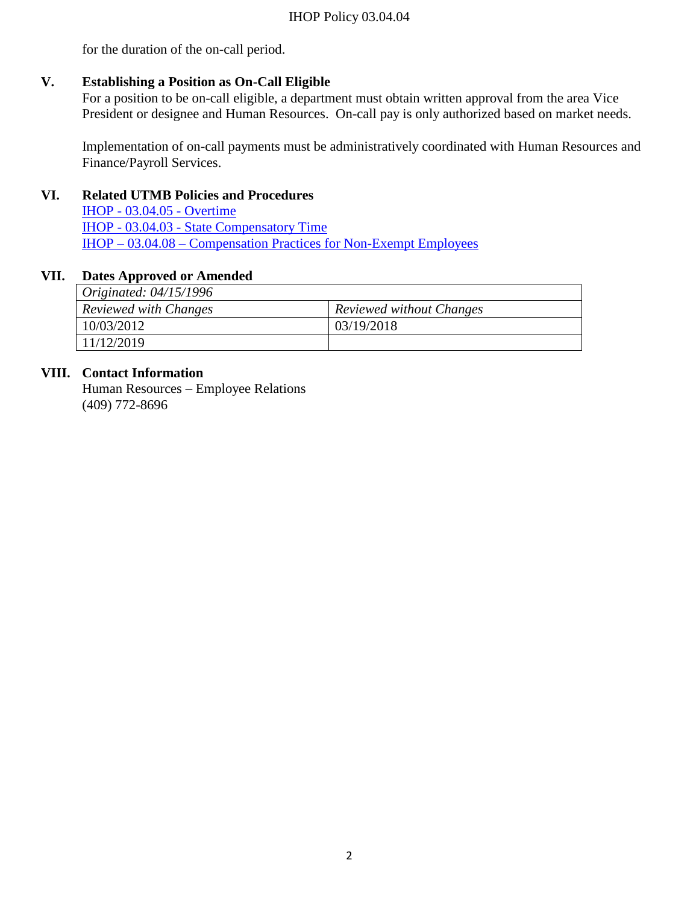for the duration of the on-call period.

## V. Establishing a Position as On-Call Eligible

For a position to be on-call eligible, a department must obtain written approval from the area Vice President or designee and Human Resources. On-call pay is only authorized based on market needs.

Implementation of on-call payments must be administratively coordinated with Human Resources and Finance/Payroll Services.

## VI. Related UTMB Policies and Procedures

IHOP - 03.04.05 - Overtime
IHOP - 03.04.03 - State Compensatory Time
IHOP – 03.04.08 – Compensation Practices for Non-Exempt Employees

## VII. Dates Approved or Amended

| *Originated: 04/15/1996* | |
|---|---|
| *Reviewed with Changes* | *Reviewed without Changes* |
| 10/03/2012 | 03/19/2018 |
| 11/12/2019 | |

## VIII. Contact Information

Human Resources – Employee Relations
(409) 772-8696